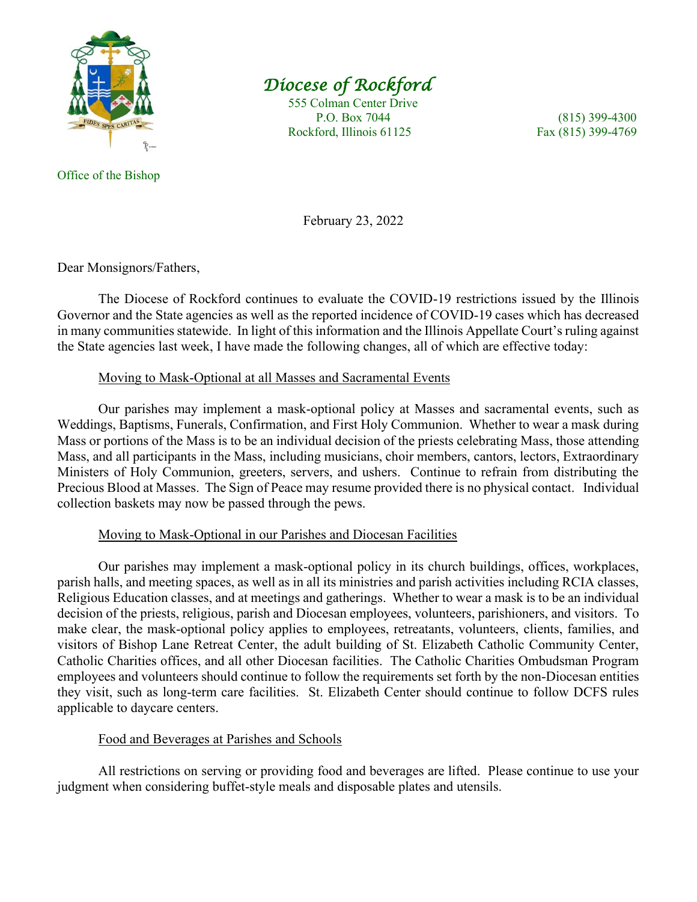# Diocese of Rockford

555 Colman Center Drive
P.O. Box 7044
Rockford, Illinois 61125

(815) 399-4300
Fax (815) 399-4769

Office of the Bishop

February 23, 2022

Dear Monsignors/Fathers,

The Diocese of Rockford continues to evaluate the COVID-19 restrictions issued by the Illinois Governor and the State agencies as well as the reported incidence of COVID-19 cases which has decreased in many communities statewide. In light of this information and the Illinois Appellate Court's ruling against the State agencies last week, I have made the following changes, all of which are effective today:

<u>Moving to Mask-Optional at all Masses and Sacramental Events</u>

Our parishes may implement a mask-optional policy at Masses and sacramental events, such as Weddings, Baptisms, Funerals, Confirmation, and First Holy Communion. Whether to wear a mask during Mass or portions of the Mass is to be an individual decision of the priests celebrating Mass, those attending Mass, and all participants in the Mass, including musicians, choir members, cantors, lectors, Extraordinary Ministers of Holy Communion, greeters, servers, and ushers. Continue to refrain from distributing the Precious Blood at Masses. The Sign of Peace may resume provided there is no physical contact. Individual collection baskets may now be passed through the pews.

<u>Moving to Mask-Optional in our Parishes and Diocesan Facilities</u>

Our parishes may implement a mask-optional policy in its church buildings, offices, workplaces, parish halls, and meeting spaces, as well as in all its ministries and parish activities including RCIA classes, Religious Education classes, and at meetings and gatherings. Whether to wear a mask is to be an individual decision of the priests, religious, parish and Diocesan employees, volunteers, parishioners, and visitors. To make clear, the mask-optional policy applies to employees, retreatants, volunteers, clients, families, and visitors of Bishop Lane Retreat Center, the adult building of St. Elizabeth Catholic Community Center, Catholic Charities offices, and all other Diocesan facilities. The Catholic Charities Ombudsman Program employees and volunteers should continue to follow the requirements set forth by the non-Diocesan entities they visit, such as long-term care facilities. St. Elizabeth Center should continue to follow DCFS rules applicable to daycare centers.

<u>Food and Beverages at Parishes and Schools</u>

All restrictions on serving or providing food and beverages are lifted. Please continue to use your judgment when considering buffet-style meals and disposable plates and utensils.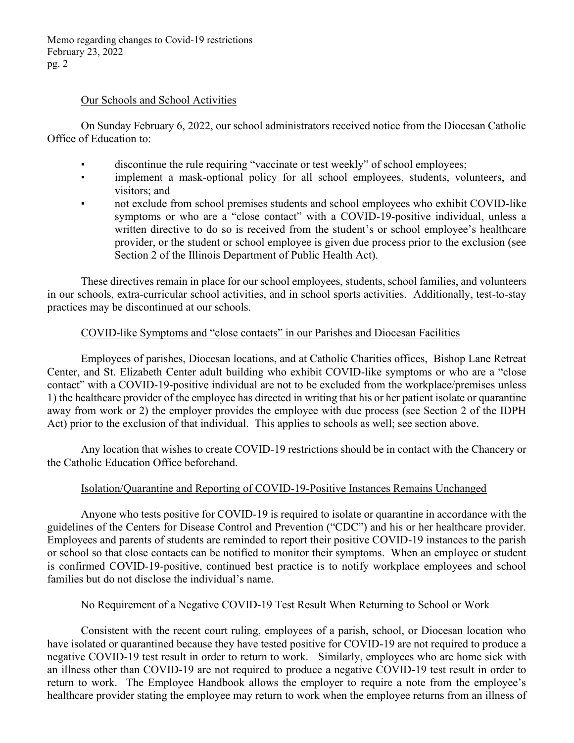## Our Schools and School Activities

On Sunday February 6, 2022, our school administrators received notice from the Diocesan Catholic Office of Education to:

- discontinue the rule requiring "vaccinate or test weekly" of school employees;
- implement a mask-optional policy for all school employees, students, volunteers, and visitors; and
- not exclude from school premises students and school employees who exhibit COVID-like symptoms or who are a "close contact" with a COVID-19-positive individual, unless a written directive to do so is received from the student's or school employee's healthcare provider, or the student or school employee is given due process prior to the exclusion (see Section 2 of the Illinois Department of Public Health Act).

These directives remain in place for our school employees, students, school families, and volunteers in our schools, extra-curricular school activities, and in school sports activities. Additionally, test-to-stay practices may be discontinued at our schools.

## COVID-like Symptoms and "close contacts" in our Parishes and Diocesan Facilities

Employees of parishes, Diocesan locations, and at Catholic Charities offices, Bishop Lane Retreat Center, and St. Elizabeth Center adult building who exhibit COVID-like symptoms or who are a "close contact" with a COVID-19-positive individual are not to be excluded from the workplace/premises unless 1) the healthcare provider of the employee has directed in writing that his or her patient isolate or quarantine away from work or 2) the employer provides the employee with due process (see Section 2 of the IDPH Act) prior to the exclusion of that individual. This applies to schools as well; see section above.

Any location that wishes to create COVID-19 restrictions should be in contact with the Chancery or the Catholic Education Office beforehand.

## Isolation/Quarantine and Reporting of COVID-19-Positive Instances Remains Unchanged

Anyone who tests positive for COVID-19 is required to isolate or quarantine in accordance with the guidelines of the Centers for Disease Control and Prevention ("CDC") and his or her healthcare provider. Employees and parents of students are reminded to report their positive COVID-19 instances to the parish or school so that close contacts can be notified to monitor their symptoms. When an employee or student is confirmed COVID-19-positive, continued best practice is to notify workplace employees and school families but do not disclose the individual's name.

## No Requirement of a Negative COVID-19 Test Result When Returning to School or Work

Consistent with the recent court ruling, employees of a parish, school, or Diocesan location who have isolated or quarantined because they have tested positive for COVID-19 are not required to produce a negative COVID-19 test result in order to return to work. Similarly, employees who are home sick with an illness other than COVID-19 are not required to produce a negative COVID-19 test result in order to return to work. The Employee Handbook allows the employer to require a note from the employee's healthcare provider stating the employee may return to work when the employee returns from an illness of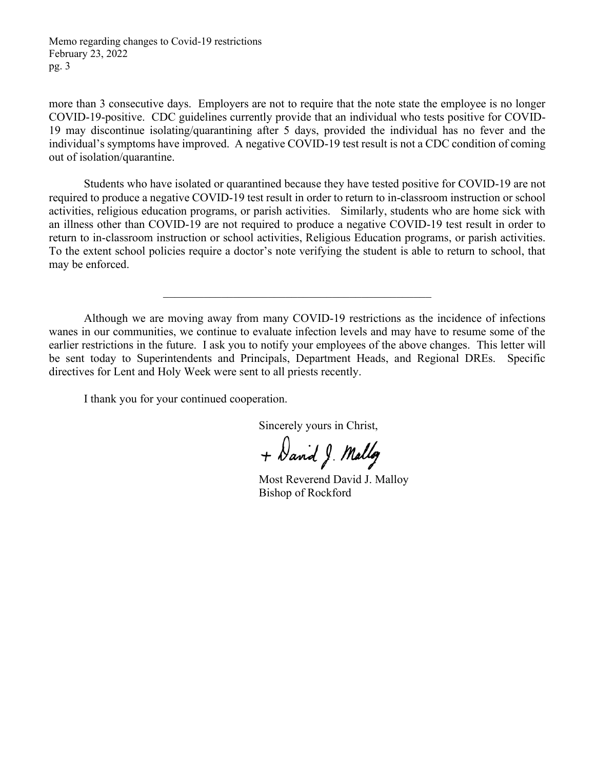more than 3 consecutive days. Employers are not to require that the note state the employee is no longer COVID-19-positive. CDC guidelines currently provide that an individual who tests positive for COVID-19 may discontinue isolating/quarantining after 5 days, provided the individual has no fever and the individual's symptoms have improved. A negative COVID-19 test result is not a CDC condition of coming out of isolation/quarantine.

Students who have isolated or quarantined because they have tested positive for COVID-19 are not required to produce a negative COVID-19 test result in order to return to in-classroom instruction or school activities, religious education programs, or parish activities. Similarly, students who are home sick with an illness other than COVID-19 are not required to produce a negative COVID-19 test result in order to return to in-classroom instruction or school activities, Religious Education programs, or parish activities. To the extent school policies require a doctor's note verifying the student is able to return to school, that may be enforced.

---

Although we are moving away from many COVID-19 restrictions as the incidence of infections wanes in our communities, we continue to evaluate infection levels and may have to resume some of the earlier restrictions in the future. I ask you to notify your employees of the above changes. This letter will be sent today to Superintendents and Principals, Department Heads, and Regional DREs. Specific directives for Lent and Holy Week were sent to all priests recently.

I thank you for your continued cooperation.

Sincerely yours in Christ,

+ David J. Malloy

Most Reverend David J. Malloy
Bishop of Rockford